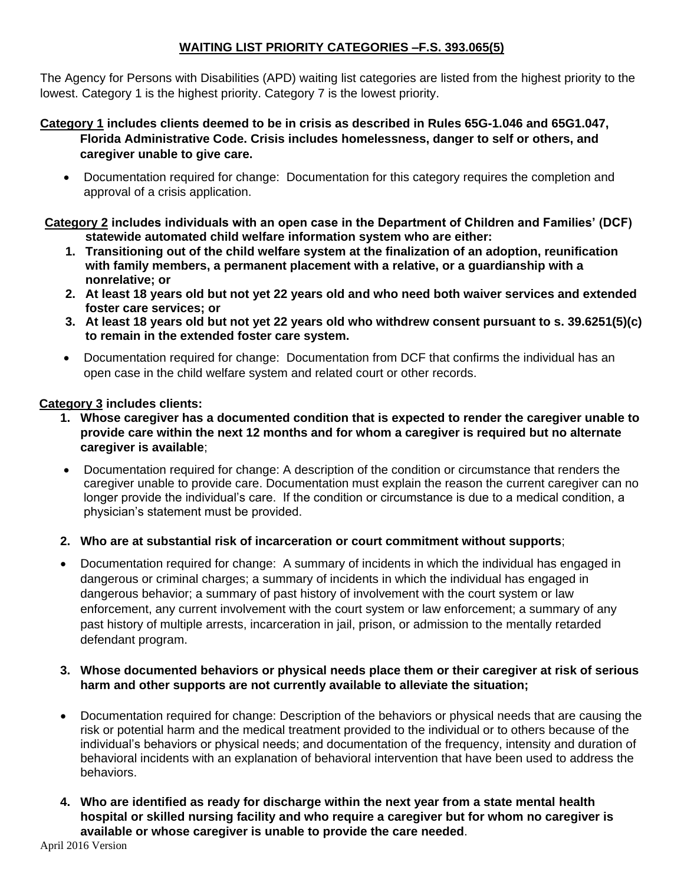## WAITING LIST PRIORITY CATEGORIES –F.S. 393.065(5)

The Agency for Persons with Disabilities (APD) waiting list categories are listed from the highest priority to the lowest. Category 1 is the highest priority. Category 7 is the lowest priority.

**Category 1 includes clients deemed to be in crisis as described in Rules 65G-1.046 and 65G1.047, Florida Administrative Code. Crisis includes homelessness, danger to self or others, and caregiver unable to give care.**

- Documentation required for change: Documentation for this category requires the completion and approval of a crisis application.

**Category 2 includes individuals with an open case in the Department of Children and Families' (DCF) statewide automated child welfare information system who are either:**

1. **Transitioning out of the child welfare system at the finalization of an adoption, reunification with family members, a permanent placement with a relative, or a guardianship with a nonrelative; or**
2. **At least 18 years old but not yet 22 years old and who need both waiver services and extended foster care services; or**
3. **At least 18 years old but not yet 22 years old who withdrew consent pursuant to s. 39.6251(5)(c) to remain in the extended foster care system.**

- Documentation required for change: Documentation from DCF that confirms the individual has an open case in the child welfare system and related court or other records.

**Category 3 includes clients:**

1. **Whose caregiver has a documented condition that is expected to render the caregiver unable to provide care within the next 12 months and for whom a caregiver is required but no alternate caregiver is available**;

- Documentation required for change: A description of the condition or circumstance that renders the caregiver unable to provide care. Documentation must explain the reason the current caregiver can no longer provide the individual's care. If the condition or circumstance is due to a medical condition, a physician's statement must be provided.

2. **Who are at substantial risk of incarceration or court commitment without supports**;

- Documentation required for change: A summary of incidents in which the individual has engaged in dangerous or criminal charges; a summary of incidents in which the individual has engaged in dangerous behavior; a summary of past history of involvement with the court system or law enforcement, any current involvement with the court system or law enforcement; a summary of any past history of multiple arrests, incarceration in jail, prison, or admission to the mentally retarded defendant program.

3. **Whose documented behaviors or physical needs place them or their caregiver at risk of serious harm and other supports are not currently available to alleviate the situation;**

- Documentation required for change: Description of the behaviors or physical needs that are causing the risk or potential harm and the medical treatment provided to the individual or to others because of the individual's behaviors or physical needs; and documentation of the frequency, intensity and duration of behavioral incidents with an explanation of behavioral intervention that have been used to address the behaviors.

4. **Who are identified as ready for discharge within the next year from a state mental health hospital or skilled nursing facility and who require a caregiver but for whom no caregiver is available or whose caregiver is unable to provide the care needed**.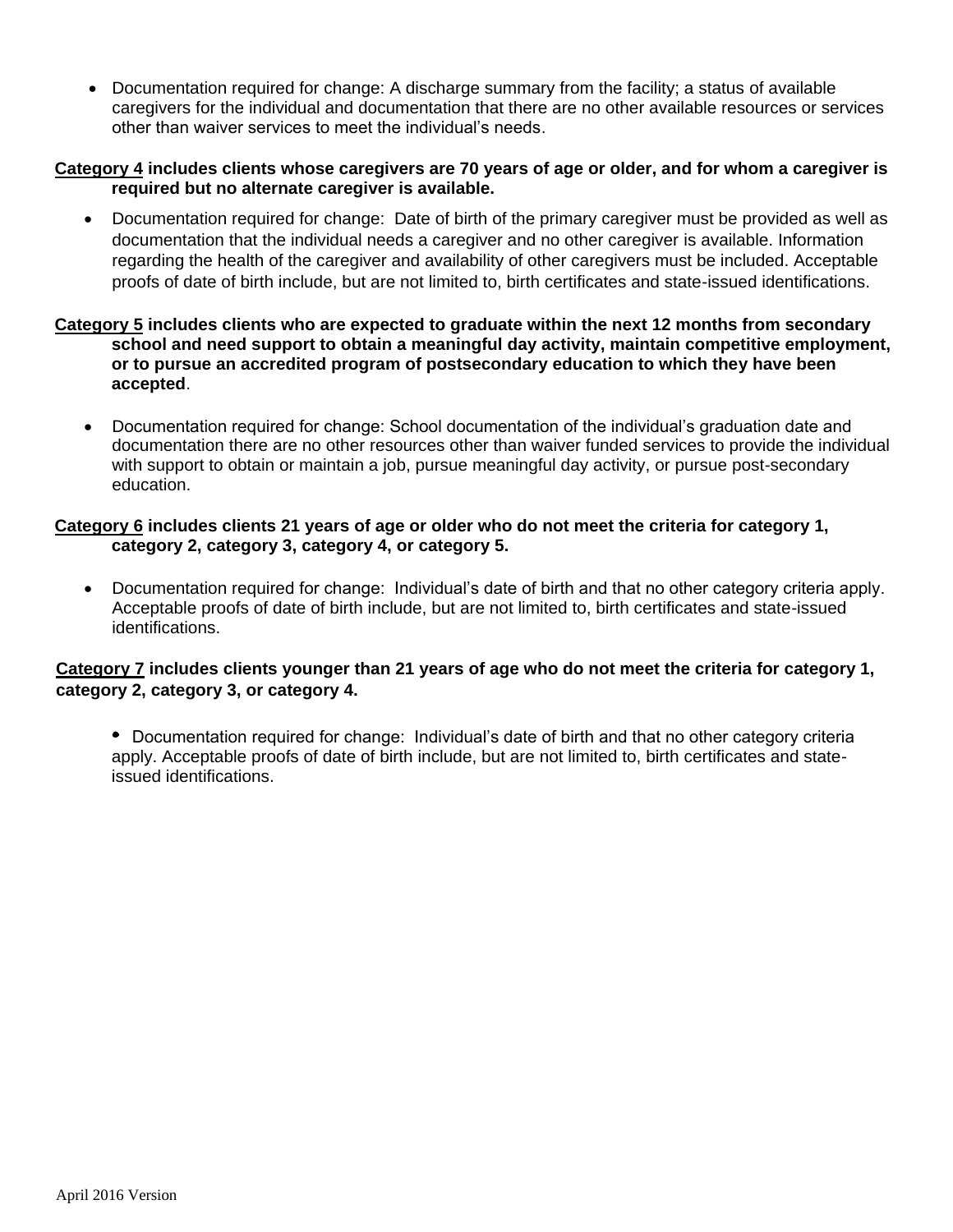- Documentation required for change: A discharge summary from the facility; a status of available caregivers for the individual and documentation that there are no other available resources or services other than waiver services to meet the individual's needs.

**<u>Category 4</u> includes clients whose caregivers are 70 years of age or older, and for whom a caregiver is required but no alternate caregiver is available.**

- Documentation required for change: Date of birth of the primary caregiver must be provided as well as documentation that the individual needs a caregiver and no other caregiver is available. Information regarding the health of the caregiver and availability of other caregivers must be included. Acceptable proofs of date of birth include, but are not limited to, birth certificates and state-issued identifications.

**<u>Category 5</u> includes clients who are expected to graduate within the next 12 months from secondary school and need support to obtain a meaningful day activity, maintain competitive employment, or to pursue an accredited program of postsecondary education to which they have been accepted**.

- Documentation required for change: School documentation of the individual's graduation date and documentation there are no other resources other than waiver funded services to provide the individual with support to obtain or maintain a job, pursue meaningful day activity, or pursue post-secondary education.

**<u>Category 6</u> includes clients 21 years of age or older who do not meet the criteria for category 1, category 2, category 3, category 4, or category 5.**

- Documentation required for change: Individual's date of birth and that no other category criteria apply. Acceptable proofs of date of birth include, but are not limited to, birth certificates and state-issued identifications.

**<u>Category 7</u> includes clients younger than 21 years of age who do not meet the criteria for category 1, category 2, category 3, or category 4.**

- Documentation required for change: Individual's date of birth and that no other category criteria apply. Acceptable proofs of date of birth include, but are not limited to, birth certificates and state-issued identifications.